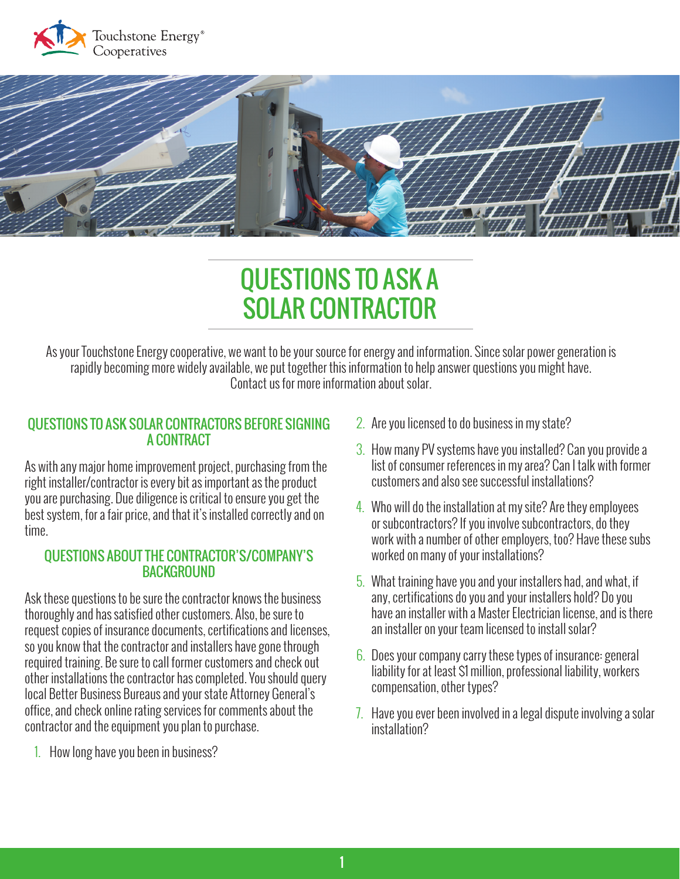Touchstone Energy® Cooperatives

# QUESTIONS TO ASK A SOLAR CONTRACTOR

As your Touchstone Energy cooperative, we want to be your source for energy and information. Since solar power generation is rapidly becoming more widely available, we put together this information to help answer questions you might have. Contact us for more information about solar.

## QUESTIONS TO ASK SOLAR CONTRACTORS BEFORE SIGNING A CONTRACT

As with any major home improvement project, purchasing from the right installer/contractor is every bit as important as the product you are purchasing. Due diligence is critical to ensure you get the best system, for a fair price, and that it's installed correctly and on time.

### QUESTIONS ABOUT THE CONTRACTOR'S/COMPANY'S BACKGROUND

Ask these questions to be sure the contractor knows the business thoroughly and has satisfied other customers. Also, be sure to request copies of insurance documents, certifications and licenses, so you know that the contractor and installers have gone through required training. Be sure to call former customers and check out other installations the contractor has completed. You should query local Better Business Bureaus and your state Attorney General's office, and check online rating services for comments about the contractor and the equipment you plan to purchase.

1. How long have you been in business?
2. Are you licensed to do business in my state?
3. How many PV systems have you installed? Can you provide a list of consumer references in my area? Can I talk with former customers and also see successful installations?
4. Who will do the installation at my site? Are they employees or subcontractors? If you involve subcontractors, do they work with a number of other employers, too? Have these subs worked on many of your installations?
5. What training have you and your installers had, and what, if any, certifications do you and your installers hold? Do you have an installer with a Master Electrician license, and is there an installer on your team licensed to install solar?
6. Does your company carry these types of insurance: general liability for at least $1 million, professional liability, workers compensation, other types?
7. Have you ever been involved in a legal dispute involving a solar installation?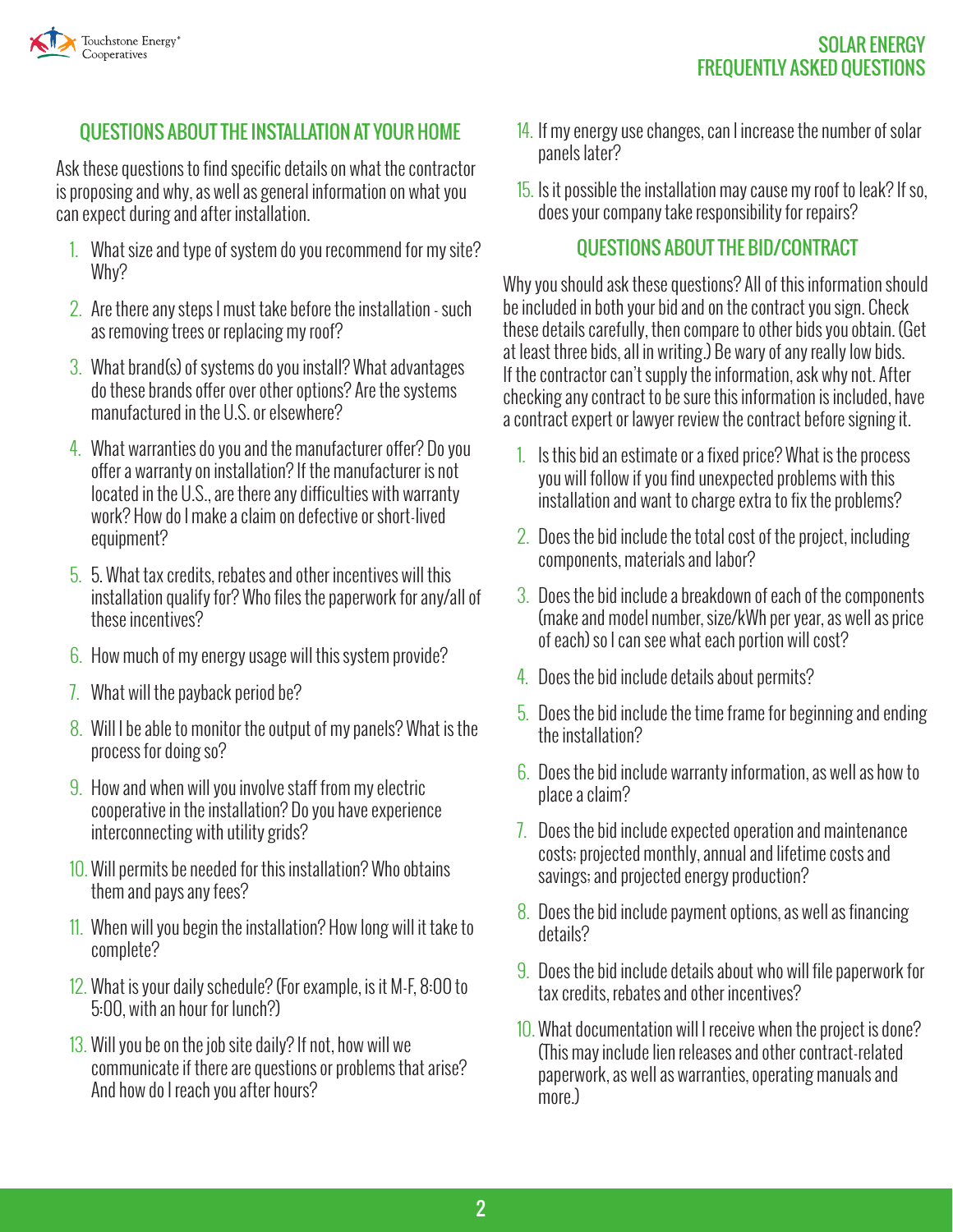## QUESTIONS ABOUT THE INSTALLATION AT YOUR HOME

Ask these questions to find specific details on what the contractor is proposing and why, as well as general information on what you can expect during and after installation.

1. What size and type of system do you recommend for my site? Why?
2. Are there any steps I must take before the installation - such as removing trees or replacing my roof?
3. What brand(s) of systems do you install? What advantages do these brands offer over other options? Are the systems manufactured in the U.S. or elsewhere?
4. What warranties do you and the manufacturer offer? Do you offer a warranty on installation? If the manufacturer is not located in the U.S., are there any difficulties with warranty work? How do I make a claim on defective or short-lived equipment?
5. 5. What tax credits, rebates and other incentives will this installation qualify for? Who files the paperwork for any/all of these incentives?
6. How much of my energy usage will this system provide?
7. What will the payback period be?
8. Will I be able to monitor the output of my panels? What is the process for doing so?
9. How and when will you involve staff from my electric cooperative in the installation? Do you have experience interconnecting with utility grids?
10. Will permits be needed for this installation? Who obtains them and pays any fees?
11. When will you begin the installation? How long will it take to complete?
12. What is your daily schedule? (For example, is it M-F, 8:00 to 5:00, with an hour for lunch?)
13. Will you be on the job site daily? If not, how will we communicate if there are questions or problems that arise? And how do I reach you after hours?
14. If my energy use changes, can I increase the number of solar panels later?
15. Is it possible the installation may cause my roof to leak? If so, does your company take responsibility for repairs?

## QUESTIONS ABOUT THE BID/CONTRACT

Why you should ask these questions? All of this information should be included in both your bid and on the contract you sign. Check these details carefully, then compare to other bids you obtain. (Get at least three bids, all in writing.) Be wary of any really low bids. If the contractor can't supply the information, ask why not. After checking any contract to be sure this information is included, have a contract expert or lawyer review the contract before signing it.

1. Is this bid an estimate or a fixed price? What is the process you will follow if you find unexpected problems with this installation and want to charge extra to fix the problems?
2. Does the bid include the total cost of the project, including components, materials and labor?
3. Does the bid include a breakdown of each of the components (make and model number, size/kWh per year, as well as price of each) so I can see what each portion will cost?
4. Does the bid include details about permits?
5. Does the bid include the time frame for beginning and ending the installation?
6. Does the bid include warranty information, as well as how to place a claim?
7. Does the bid include expected operation and maintenance costs; projected monthly, annual and lifetime costs and savings; and projected energy production?
8. Does the bid include payment options, as well as financing details?
9. Does the bid include details about who will file paperwork for tax credits, rebates and other incentives?
10. What documentation will I receive when the project is done? (This may include lien releases and other contract-related paperwork, as well as warranties, operating manuals and more.)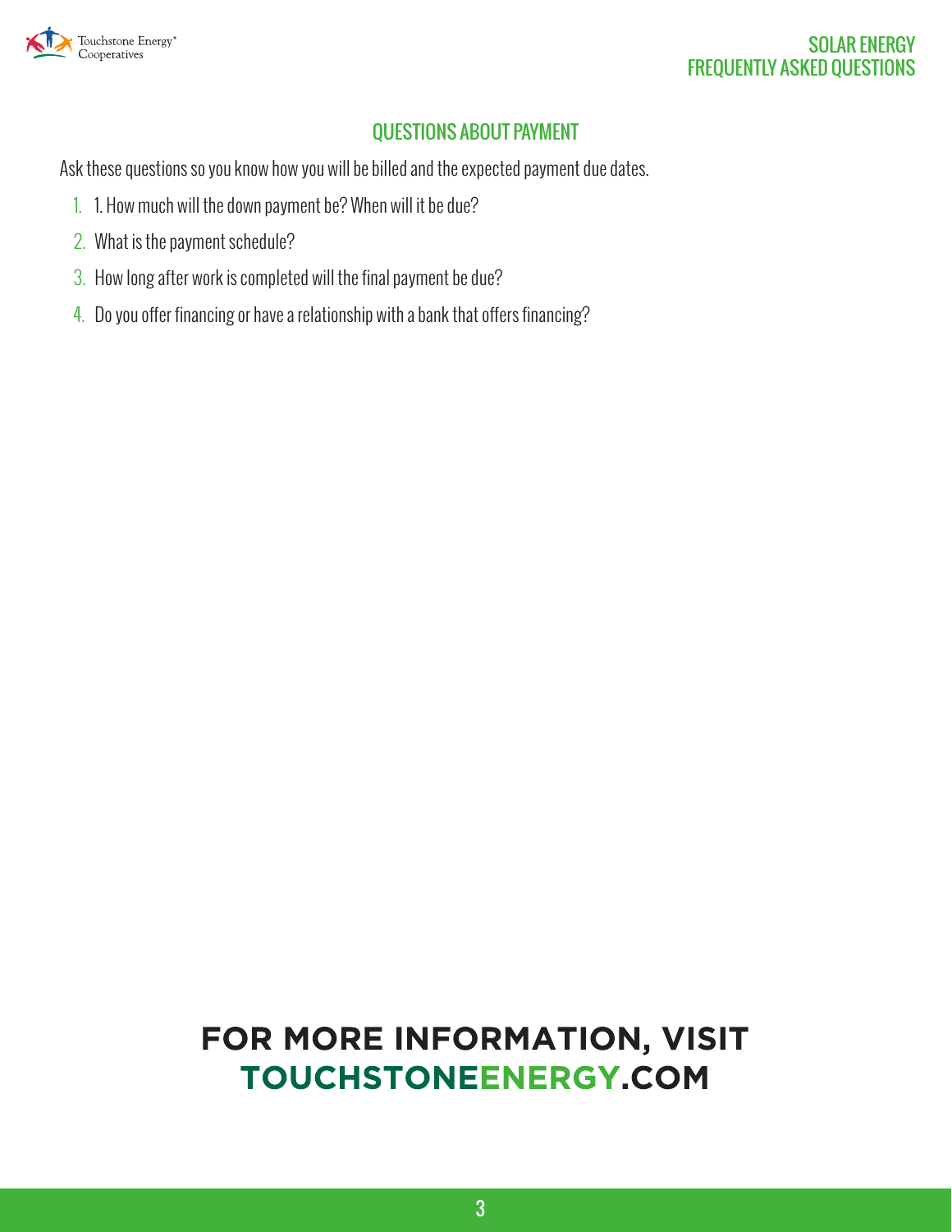## QUESTIONS ABOUT PAYMENT

Ask these questions so you know how you will be billed and the expected payment due dates.

1. 1. How much will the down payment be? When will it be due?
2. What is the payment schedule?
3. How long after work is completed will the final payment be due?
4. Do you offer financing or have a relationship with a bank that offers financing?

**FOR MORE INFORMATION, VISIT TOUCHSTONEENERGY.COM**